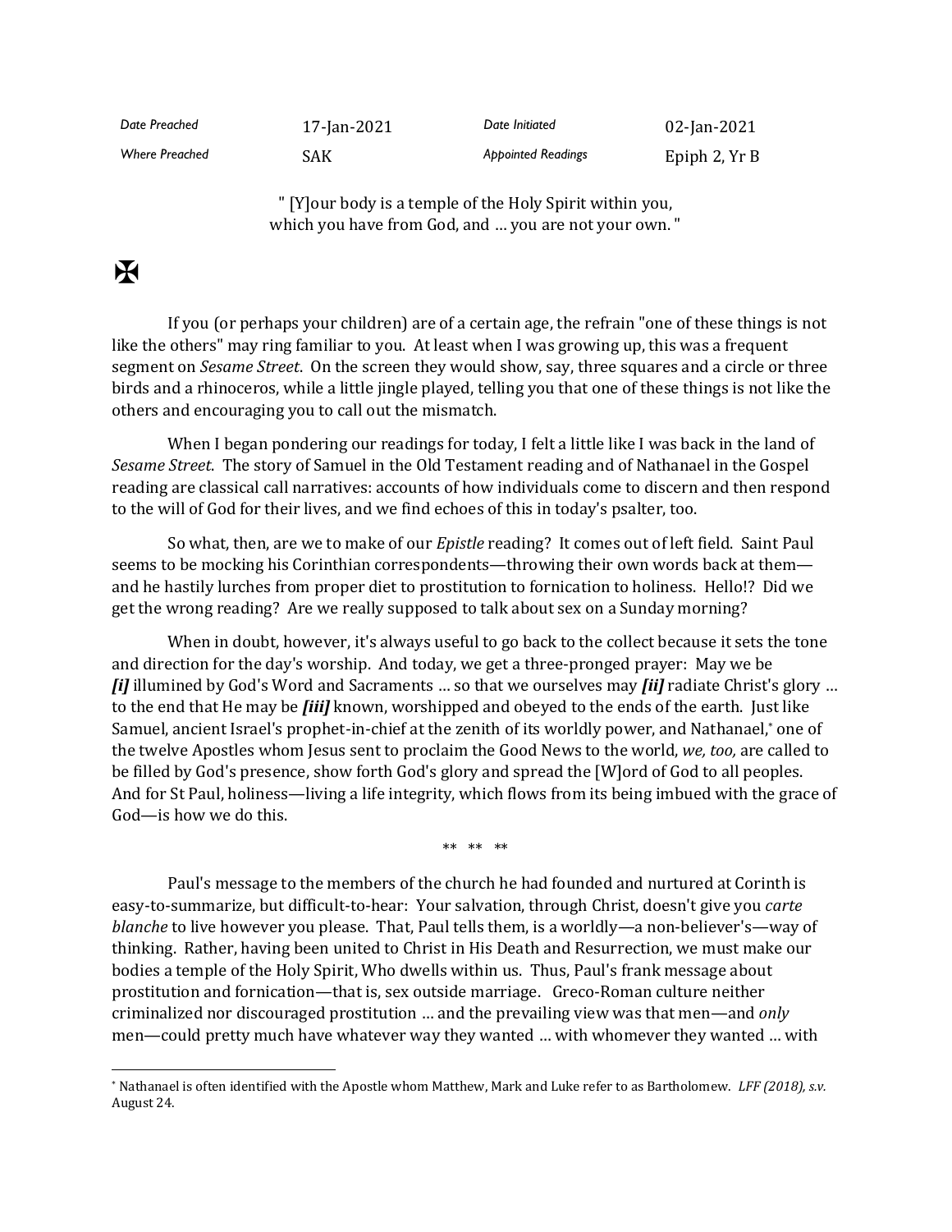| | | | |
|---|---|---|---|
| *Date Preached* | 17-Jan-2021 | *Date Initiated* | 02-Jan-2021 |
| *Where Preached* | SAK | *Appointed Readings* | Epiph 2, Yr B |

" [Y]our body is a temple of the Holy Spirit within you,
which you have from God, and … you are not your own. "

✠

If you (or perhaps your children) are of a certain age, the refrain "one of these things is not like the others" may ring familiar to you. At least when I was growing up, this was a frequent segment on *Sesame Street*. On the screen they would show, say, three squares and a circle or three birds and a rhinoceros, while a little jingle played, telling you that one of these things is not like the others and encouraging you to call out the mismatch.

When I began pondering our readings for today, I felt a little like I was back in the land of *Sesame Street*. The story of Samuel in the Old Testament reading and of Nathanael in the Gospel reading are classical call narratives: accounts of how individuals come to discern and then respond to the will of God for their lives, and we find echoes of this in today's psalter, too.

So what, then, are we to make of our *Epistle* reading? It comes out of left field. Saint Paul seems to be mocking his Corinthian correspondents—throwing their own words back at them—and he hastily lurches from proper diet to prostitution to fornication to holiness. Hello!? Did we get the wrong reading? Are we really supposed to talk about sex on a Sunday morning?

When in doubt, however, it's always useful to go back to the collect because it sets the tone and direction for the day's worship. And today, we get a three-pronged prayer: May we be ***[i]*** illumined by God's Word and Sacraments … so that we ourselves may ***[ii]*** radiate Christ's glory … to the end that He may be ***[iii]*** known, worshipped and obeyed to the ends of the earth. Just like Samuel, ancient Israel's prophet-in-chief at the zenith of its worldly power, and Nathanael,* one of the twelve Apostles whom Jesus sent to proclaim the Good News to the world, *we, too,* are called to be filled by God's presence, show forth God's glory and spread the [W]ord of God to all peoples. And for St Paul, holiness—living a life integrity, which flows from its being imbued with the grace of God—is how we do this.

\*\* \*\* \*\*

Paul's message to the members of the church he had founded and nurtured at Corinth is easy-to-summarize, but difficult-to-hear: Your salvation, through Christ, doesn't give you *carte blanche* to live however you please. That, Paul tells them, is a worldly—a non-believer's—way of thinking. Rather, having been united to Christ in His Death and Resurrection, we must make our bodies a temple of the Holy Spirit, Who dwells within us. Thus, Paul's frank message about prostitution and fornication—that is, sex outside marriage. Greco-Roman culture neither criminalized nor discouraged prostitution … and the prevailing view was that men—and *only* men—could pretty much have whatever way they wanted … with whomever they wanted … with

---

\* Nathanael is often identified with the Apostle whom Matthew, Mark and Luke refer to as Bartholomew. *LFF (2018), s.v.* August 24.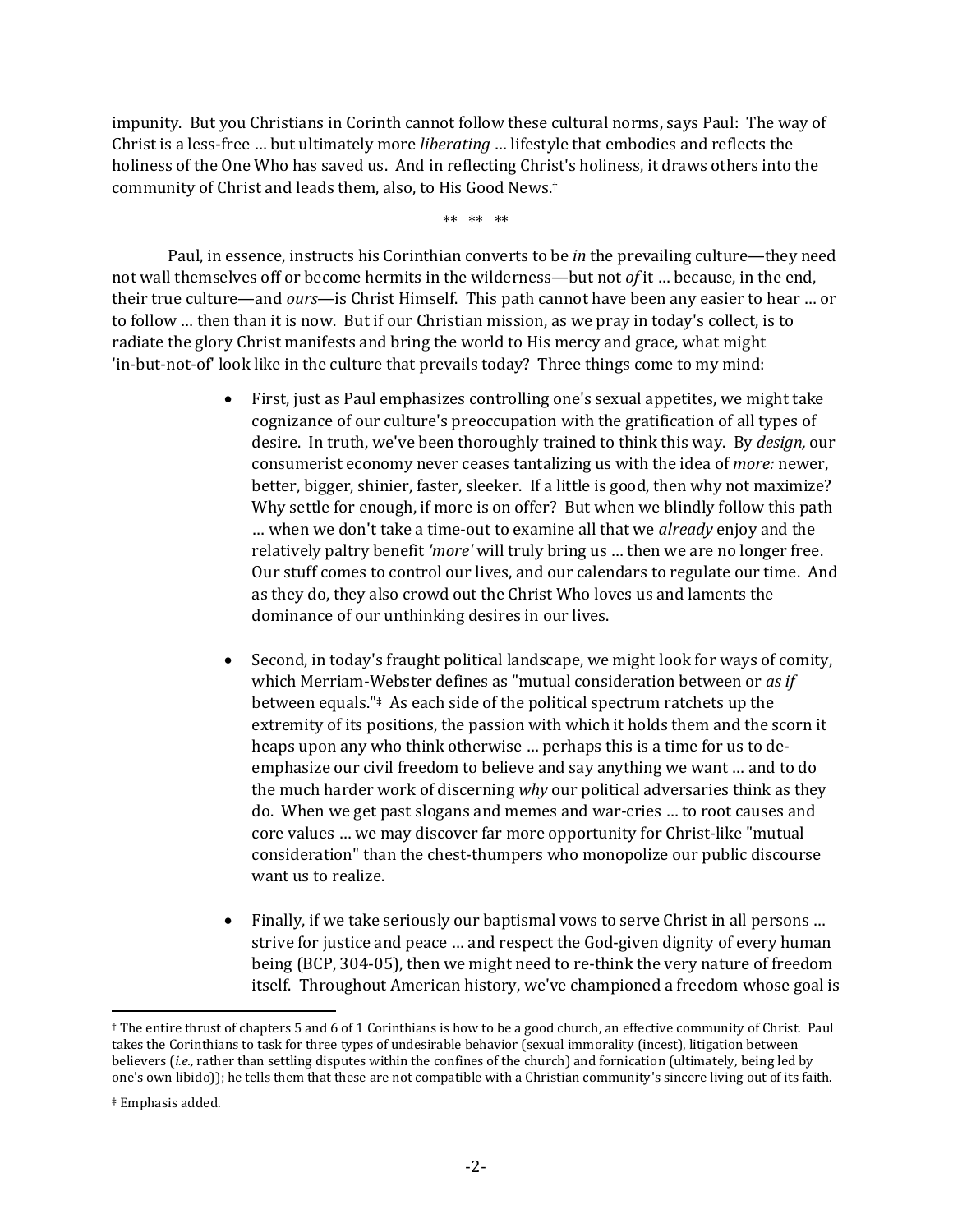impunity. But you Christians in Corinth cannot follow these cultural norms, says Paul: The way of Christ is a less-free … but ultimately more *liberating* … lifestyle that embodies and reflects the holiness of the One Who has saved us. And in reflecting Christ's holiness, it draws others into the community of Christ and leads them, also, to His Good News.†

** ** **

Paul, in essence, instructs his Corinthian converts to be *in* the prevailing culture—they need not wall themselves off or become hermits in the wilderness—but not *of* it … because, in the end, their true culture—and *ours*—is Christ Himself. This path cannot have been any easier to hear … or to follow … then than it is now. But if our Christian mission, as we pray in today's collect, is to radiate the glory Christ manifests and bring the world to His mercy and grace, what might 'in-but-not-of' look like in the culture that prevails today? Three things come to my mind:

- First, just as Paul emphasizes controlling one's sexual appetites, we might take cognizance of our culture's preoccupation with the gratification of all types of desire. In truth, we've been thoroughly trained to think this way. By *design,* our consumerist economy never ceases tantalizing us with the idea of *more:* newer, better, bigger, shinier, faster, sleeker. If a little is good, then why not maximize? Why settle for enough, if more is on offer? But when we blindly follow this path … when we don't take a time-out to examine all that we *already* enjoy and the relatively paltry benefit *'more'* will truly bring us … then we are no longer free. Our stuff comes to control our lives, and our calendars to regulate our time. And as they do, they also crowd out the Christ Who loves us and laments the dominance of our unthinking desires in our lives.

- Second, in today's fraught political landscape, we might look for ways of comity, which Merriam-Webster defines as "mutual consideration between or *as if* between equals."‡ As each side of the political spectrum ratchets up the extremity of its positions, the passion with which it holds them and the scorn it heaps upon any who think otherwise … perhaps this is a time for us to de-emphasize our civil freedom to believe and say anything we want … and to do the much harder work of discerning *why* our political adversaries think as they do. When we get past slogans and memes and war-cries … to root causes and core values … we may discover far more opportunity for Christ-like "mutual consideration" than the chest-thumpers who monopolize our public discourse want us to realize.

- Finally, if we take seriously our baptismal vows to serve Christ in all persons … strive for justice and peace … and respect the God-given dignity of every human being (BCP, 304-05), then we might need to re-think the very nature of freedom itself. Throughout American history, we've championed a freedom whose goal is

---

† The entire thrust of chapters 5 and 6 of 1 Corinthians is how to be a good church, an effective community of Christ. Paul takes the Corinthians to task for three types of undesirable behavior (sexual immorality (incest), litigation between believers (*i.e.,* rather than settling disputes within the confines of the church) and fornication (ultimately, being led by one's own libido)); he tells them that these are not compatible with a Christian community's sincere living out of its faith.

‡ Emphasis added.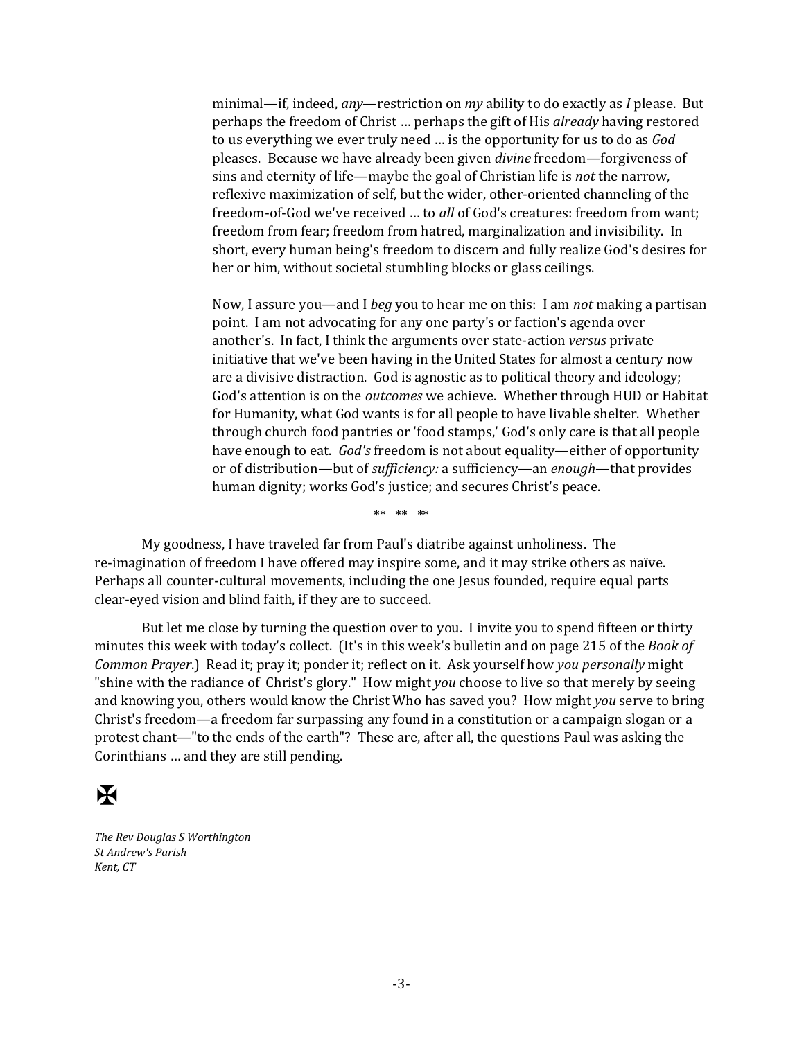minimal—if, indeed, *any*—restriction on *my* ability to do exactly as *I* please. But perhaps the freedom of Christ … perhaps the gift of His *already* having restored to us everything we ever truly need … is the opportunity for us to do as *God* pleases. Because we have already been given *divine* freedom—forgiveness of sins and eternity of life—maybe the goal of Christian life is *not* the narrow, reflexive maximization of self, but the wider, other-oriented channeling of the freedom-of-God we've received … to *all* of God's creatures: freedom from want; freedom from fear; freedom from hatred, marginalization and invisibility. In short, every human being's freedom to discern and fully realize God's desires for her or him, without societal stumbling blocks or glass ceilings.

Now, I assure you—and I *beg* you to hear me on this: I am *not* making a partisan point. I am not advocating for any one party's or faction's agenda over another's. In fact, I think the arguments over state-action *versus* private initiative that we've been having in the United States for almost a century now are a divisive distraction. God is agnostic as to political theory and ideology; God's attention is on the *outcomes* we achieve. Whether through HUD or Habitat for Humanity, what God wants is for all people to have livable shelter. Whether through church food pantries or 'food stamps,' God's only care is that all people have enough to eat. *God's* freedom is not about equality—either of opportunity or of distribution—but of *sufficiency:* a sufficiency—an *enough*—that provides human dignity; works God's justice; and secures Christ's peace.

** ** **

My goodness, I have traveled far from Paul's diatribe against unholiness. The re-imagination of freedom I have offered may inspire some, and it may strike others as naïve. Perhaps all counter-cultural movements, including the one Jesus founded, require equal parts clear-eyed vision and blind faith, if they are to succeed.

But let me close by turning the question over to you. I invite you to spend fifteen or thirty minutes this week with today's collect. (It's in this week's bulletin and on page 215 of the *Book of Common Prayer*.) Read it; pray it; ponder it; reflect on it. Ask yourself how *you personally* might "shine with the radiance of Christ's glory." How might *you* choose to live so that merely by seeing and knowing you, others would know the Christ Who has saved you? How might *you* serve to bring Christ's freedom—a freedom far surpassing any found in a constitution or a campaign slogan or a protest chant—"to the ends of the earth"? These are, after all, the questions Paul was asking the Corinthians … and they are still pending.

✠

*The Rev Douglas S Worthington*
*St Andrew's Parish*
*Kent, CT*